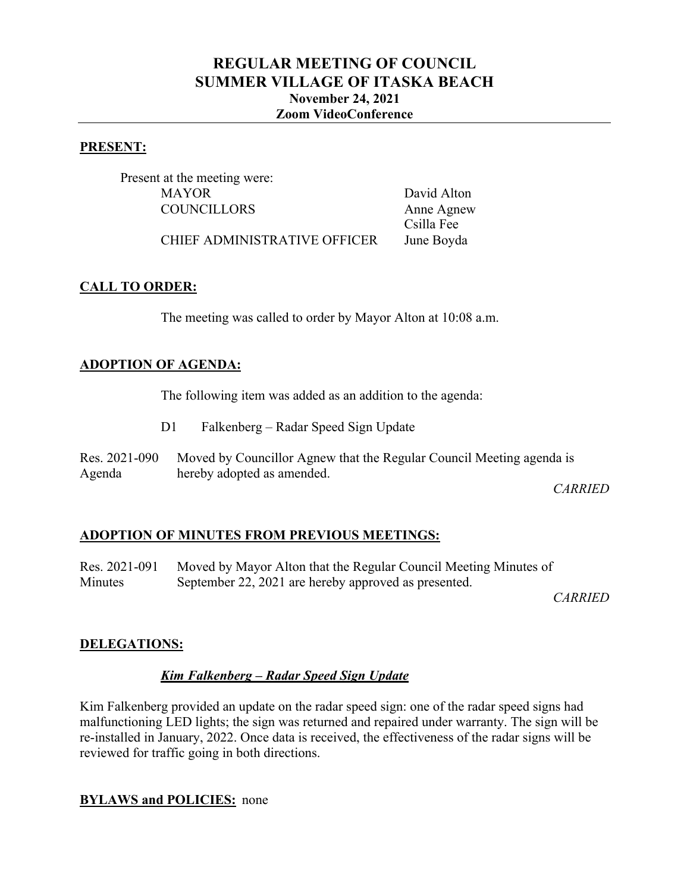# REGULAR MEETING OF COUNCIL
# SUMMER VILLAGE OF ITASKA BEACH
### November 24, 2021
### Zoom VideoConference

---

## PRESENT:

Present at the meeting were:

| | |
|---|---|
| MAYOR | David Alton |
| COUNCILLORS | Anne Agnew |
| | Csilla Fee |
| CHIEF ADMINISTRATIVE OFFICER | June Boyda |

## CALL TO ORDER:

The meeting was called to order by Mayor Alton at 10:08 a.m.

## ADOPTION OF AGENDA:

The following item was added as an addition to the agenda:

D1 Falkenberg – Radar Speed Sign Update

Res. 2021-090 Agenda — Moved by Councillor Agnew that the Regular Council Meeting agenda is hereby adopted as amended.

*CARRIED*

## ADOPTION OF MINUTES FROM PREVIOUS MEETINGS:

Res. 2021-091 Minutes — Moved by Mayor Alton that the Regular Council Meeting Minutes of September 22, 2021 are hereby approved as presented.

*CARRIED*

## DELEGATIONS:

***Kim Falkenberg – Radar Speed Sign Update***

Kim Falkenberg provided an update on the radar speed sign: one of the radar speed signs had malfunctioning LED lights; the sign was returned and repaired under warranty. The sign will be re-installed in January, 2022. Once data is received, the effectiveness of the radar signs will be reviewed for traffic going in both directions.

## BYLAWS and POLICIES: none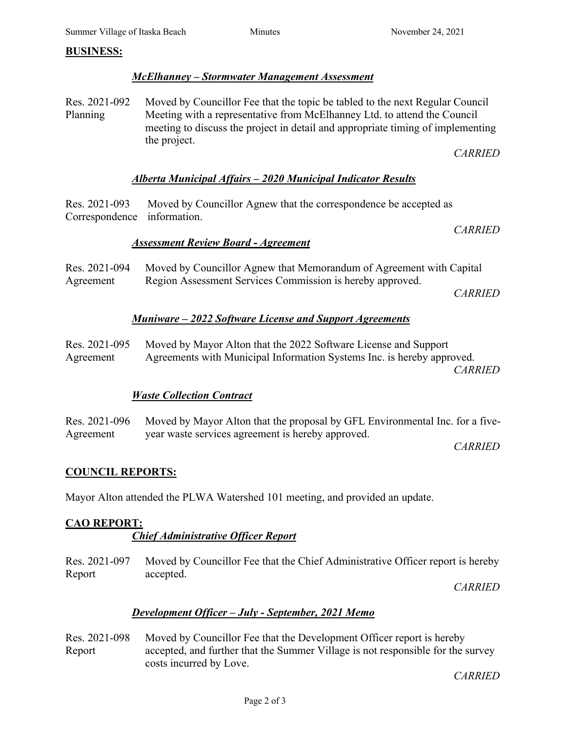## BUSINESS:

### ***McElhanney – Stormwater Management Assessment***

Res. 2021-092 Planning — Moved by Councillor Fee that the topic be tabled to the next Regular Council Meeting with a representative from McElhanney Ltd. to attend the Council meeting to discuss the project in detail and appropriate timing of implementing the project.

*CARRIED*

### ***Alberta Municipal Affairs – 2020 Municipal Indicator Results***

Res. 2021-093 Correspondence — Moved by Councillor Agnew that the correspondence be accepted as information.

*CARRIED*

### ***Assessment Review Board - Agreement***

Res. 2021-094 Agreement — Moved by Councillor Agnew that Memorandum of Agreement with Capital Region Assessment Services Commission is hereby approved.

*CARRIED*

### ***Muniware – 2022 Software License and Support Agreements***

Res. 2021-095 Agreement — Moved by Mayor Alton that the 2022 Software License and Support Agreements with Municipal Information Systems Inc. is hereby approved.

*CARRIED*

### ***Waste Collection Contract***

Res. 2021-096 Agreement — Moved by Mayor Alton that the proposal by GFL Environmental Inc. for a five-year waste services agreement is hereby approved.

*CARRIED*

## COUNCIL REPORTS:

Mayor Alton attended the PLWA Watershed 101 meeting, and provided an update.

## CAO REPORT:

### ***Chief Administrative Officer Report***

Res. 2021-097 Report — Moved by Councillor Fee that the Chief Administrative Officer report is hereby accepted.

*CARRIED*

### ***Development Officer – July - September, 2021 Memo***

Res. 2021-098 Report — Moved by Councillor Fee that the Development Officer report is hereby accepted, and further that the Summer Village is not responsible for the survey costs incurred by Love.

*CARRIED*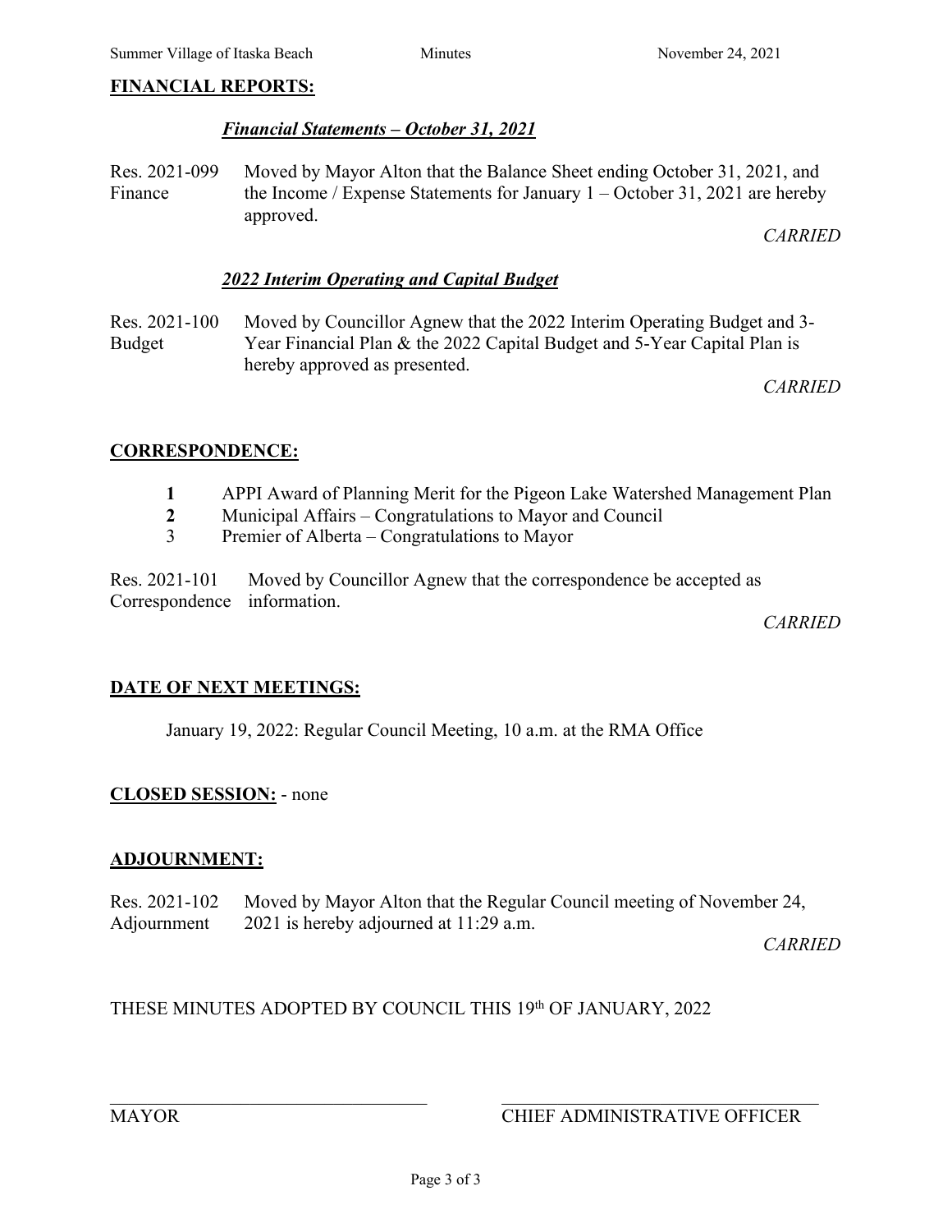## FINANCIAL REPORTS:

### *Financial Statements – October 31, 2021*

Res. 2021-099 Finance — Moved by Mayor Alton that the Balance Sheet ending October 31, 2021, and the Income / Expense Statements for January 1 – October 31, 2021 are hereby approved.

*CARRIED*

### *2022 Interim Operating and Capital Budget*

Res. 2021-100 Budget — Moved by Councillor Agnew that the 2022 Interim Operating Budget and 3-Year Financial Plan & the 2022 Capital Budget and 5-Year Capital Plan is hereby approved as presented.

*CARRIED*

## CORRESPONDENCE:

**1** APPI Award of Planning Merit for the Pigeon Lake Watershed Management Plan
**2** Municipal Affairs – Congratulations to Mayor and Council
3 Premier of Alberta – Congratulations to Mayor

Res. 2021-101 Correspondence — Moved by Councillor Agnew that the correspondence be accepted as information.

*CARRIED*

## DATE OF NEXT MEETINGS:

January 19, 2022: Regular Council Meeting, 10 a.m. at the RMA Office

## CLOSED SESSION: - none

## ADJOURNMENT:

Res. 2021-102 Adjournment — Moved by Mayor Alton that the Regular Council meeting of November 24, 2021 is hereby adjourned at 11:29 a.m.

*CARRIED*

THESE MINUTES ADOPTED BY COUNCIL THIS 19th OF JANUARY, 2022

\_\_\_\_\_\_\_\_\_\_\_\_\_\_\_\_\_\_\_\_\_\_\_\_\_\_\_\_\_\_ MAYOR

\_\_\_\_\_\_\_\_\_\_\_\_\_\_\_\_\_\_\_\_\_\_\_\_\_\_\_\_\_\_ CHIEF ADMINISTRATIVE OFFICER